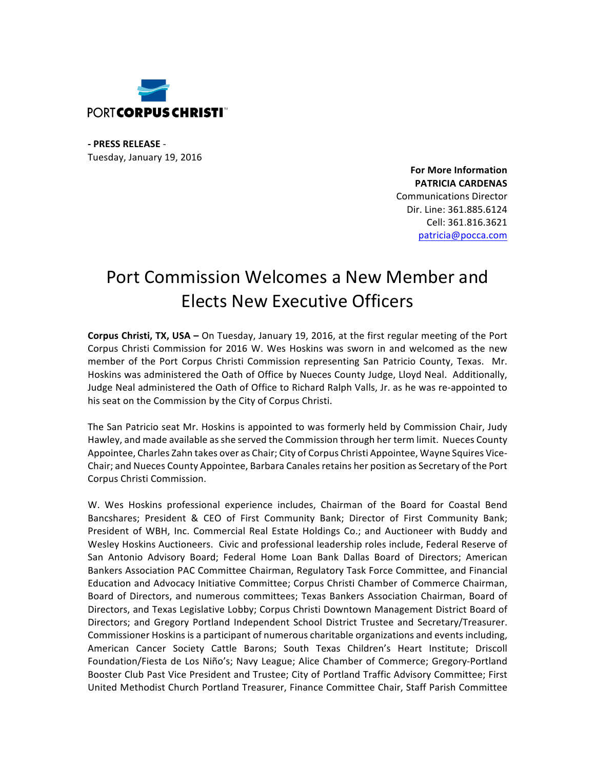PORT CORPUS CHRISTI™

**- PRESS RELEASE -**
Tuesday, January 19, 2016

**For More Information**
**PATRICIA CARDENAS**
Communications Director
Dir. Line: 361.885.6124
Cell: 361.816.3621
patricia@pocca.com

# Port Commission Welcomes a New Member and Elects New Executive Officers

**Corpus Christi, TX, USA –** On Tuesday, January 19, 2016, at the first regular meeting of the Port Corpus Christi Commission for 2016 W. Wes Hoskins was sworn in and welcomed as the new member of the Port Corpus Christi Commission representing San Patricio County, Texas. Mr. Hoskins was administered the Oath of Office by Nueces County Judge, Lloyd Neal. Additionally, Judge Neal administered the Oath of Office to Richard Ralph Valls, Jr. as he was re-appointed to his seat on the Commission by the City of Corpus Christi.

The San Patricio seat Mr. Hoskins is appointed to was formerly held by Commission Chair, Judy Hawley, and made available as she served the Commission through her term limit. Nueces County Appointee, Charles Zahn takes over as Chair; City of Corpus Christi Appointee, Wayne Squires Vice-Chair; and Nueces County Appointee, Barbara Canales retains her position as Secretary of the Port Corpus Christi Commission.

W. Wes Hoskins professional experience includes, Chairman of the Board for Coastal Bend Bancshares; President & CEO of First Community Bank; Director of First Community Bank; President of WBH, Inc. Commercial Real Estate Holdings Co.; and Auctioneer with Buddy and Wesley Hoskins Auctioneers. Civic and professional leadership roles include, Federal Reserve of San Antonio Advisory Board; Federal Home Loan Bank Dallas Board of Directors; American Bankers Association PAC Committee Chairman, Regulatory Task Force Committee, and Financial Education and Advocacy Initiative Committee; Corpus Christi Chamber of Commerce Chairman, Board of Directors, and numerous committees; Texas Bankers Association Chairman, Board of Directors, and Texas Legislative Lobby; Corpus Christi Downtown Management District Board of Directors; and Gregory Portland Independent School District Trustee and Secretary/Treasurer. Commissioner Hoskins is a participant of numerous charitable organizations and events including, American Cancer Society Cattle Barons; South Texas Children's Heart Institute; Driscoll Foundation/Fiesta de Los Niño's; Navy League; Alice Chamber of Commerce; Gregory-Portland Booster Club Past Vice President and Trustee; City of Portland Traffic Advisory Committee; First United Methodist Church Portland Treasurer, Finance Committee Chair, Staff Parish Committee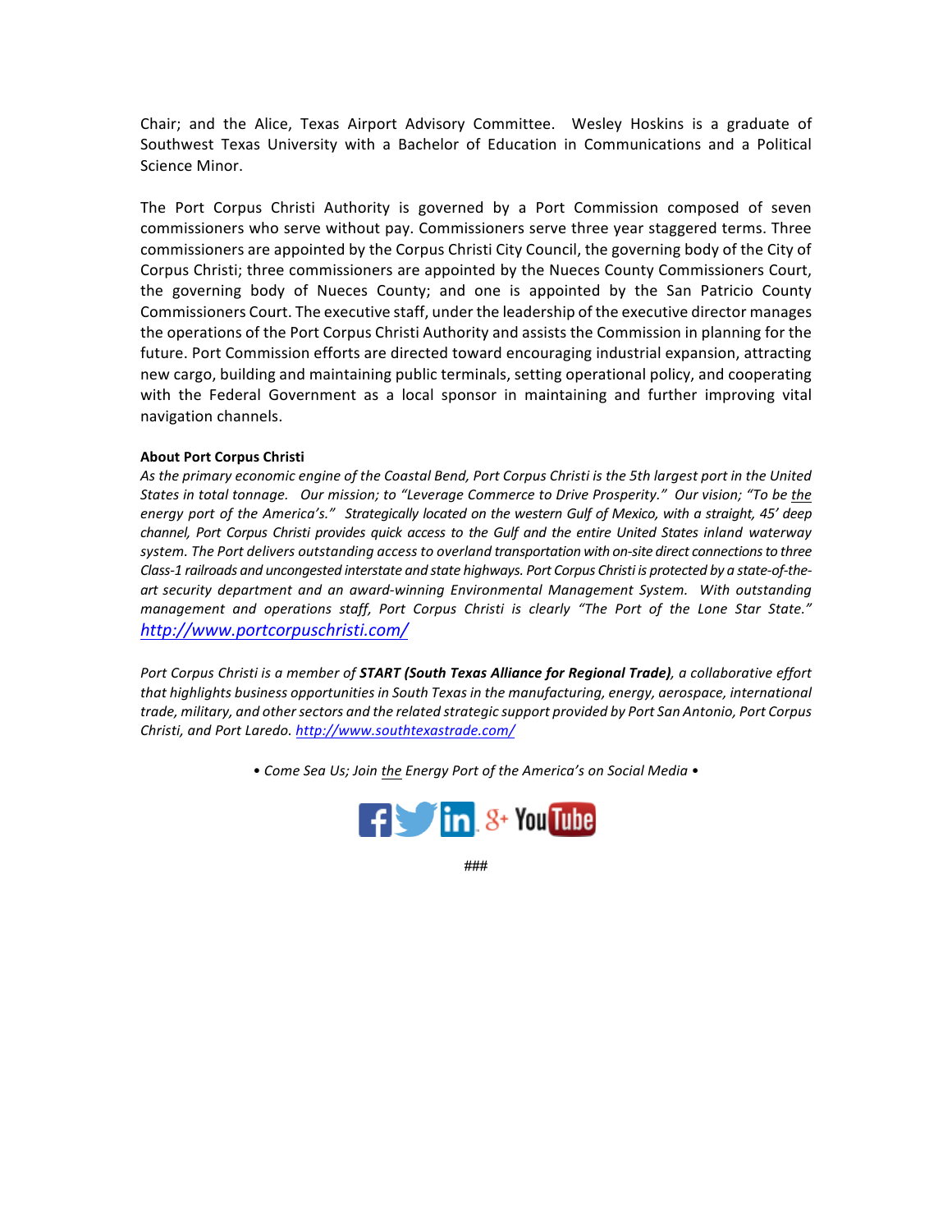Chair; and the Alice, Texas Airport Advisory Committee. Wesley Hoskins is a graduate of Southwest Texas University with a Bachelor of Education in Communications and a Political Science Minor.

The Port Corpus Christi Authority is governed by a Port Commission composed of seven commissioners who serve without pay. Commissioners serve three year staggered terms. Three commissioners are appointed by the Corpus Christi City Council, the governing body of the City of Corpus Christi; three commissioners are appointed by the Nueces County Commissioners Court, the governing body of Nueces County; and one is appointed by the San Patricio County Commissioners Court. The executive staff, under the leadership of the executive director manages the operations of the Port Corpus Christi Authority and assists the Commission in planning for the future. Port Commission efforts are directed toward encouraging industrial expansion, attracting new cargo, building and maintaining public terminals, setting operational policy, and cooperating with the Federal Government as a local sponsor in maintaining and further improving vital navigation channels.

**About Port Corpus Christi**

*As the primary economic engine of the Coastal Bend, Port Corpus Christi is the 5th largest port in the United States in total tonnage. Our mission; to "Leverage Commerce to Drive Prosperity." Our vision; "To be the energy port of the America's." Strategically located on the western Gulf of Mexico, with a straight, 45' deep channel, Port Corpus Christi provides quick access to the Gulf and the entire United States inland waterway system. The Port delivers outstanding access to overland transportation with on-site direct connections to three Class-1 railroads and uncongested interstate and state highways. Port Corpus Christi is protected by a state-of-the-art security department and an award-winning Environmental Management System. With outstanding management and operations staff, Port Corpus Christi is clearly "The Port of the Lone Star State."* *http://www.portcorpuschristi.com/*

*Port Corpus Christi is a member of* ***START (South Texas Alliance for Regional Trade)****, a collaborative effort that highlights business opportunities in South Texas in the manufacturing, energy, aerospace, international trade, military, and other sectors and the related strategic support provided by Port San Antonio, Port Corpus Christi, and Port Laredo. http://www.southtexastrade.com/*

*• Come Sea Us; Join the Energy Port of the America's on Social Media •*

###